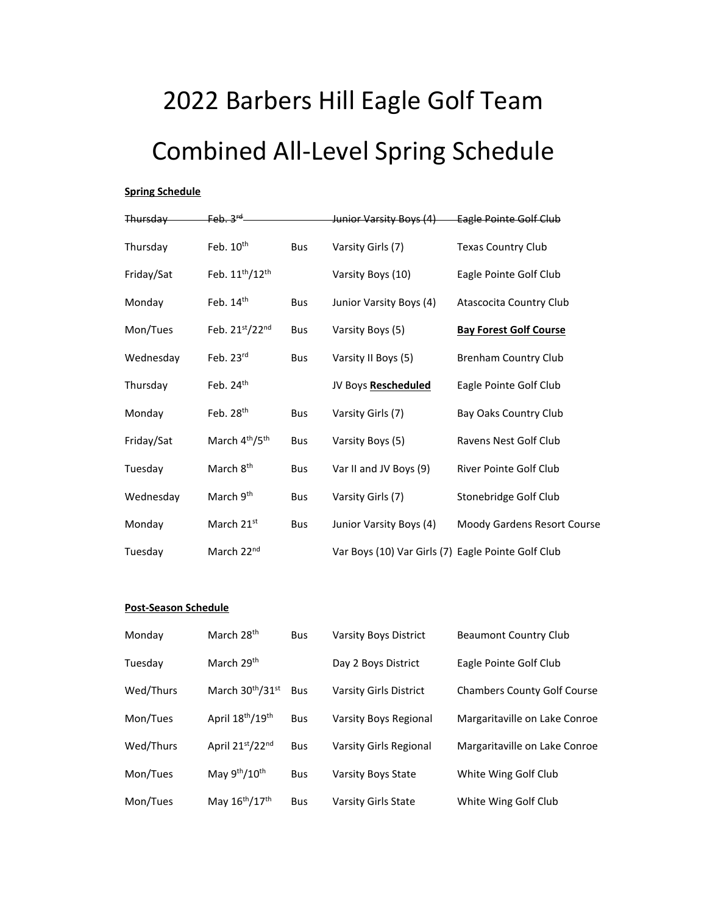# 2022 Barbers Hill Eagle Golf Team

# Combined All-Level Spring Schedule

**Spring Schedule**

| | | | | |
|---|---|---|---|---|
| ~~Thursday~~ | ~~Feb. 3rd~~ | | ~~Junior Varsity Boys (4)~~ | ~~Eagle Pointe Golf Club~~ |
| Thursday | Feb. 10th | Bus | Varsity Girls (7) | Texas Country Club |
| Friday/Sat | Feb. 11th/12th | | Varsity Boys (10) | Eagle Pointe Golf Club |
| Monday | Feb. 14th | Bus | Junior Varsity Boys (4) | Atascocita Country Club |
| Mon/Tues | Feb. 21st/22nd | Bus | Varsity Boys (5) | **Bay Forest Golf Course** |
| Wednesday | Feb. 23rd | Bus | Varsity II Boys (5) | Brenham Country Club |
| Thursday | Feb. 24th | | JV Boys **Rescheduled** | Eagle Pointe Golf Club |
| Monday | Feb. 28th | Bus | Varsity Girls (7) | Bay Oaks Country Club |
| Friday/Sat | March 4th/5th | Bus | Varsity Boys (5) | Ravens Nest Golf Club |
| Tuesday | March 8th | Bus | Var II and JV Boys (9) | River Pointe Golf Club |
| Wednesday | March 9th | Bus | Varsity Girls (7) | Stonebridge Golf Club |
| Monday | March 21st | Bus | Junior Varsity Boys (4) | Moody Gardens Resort Course |
| Tuesday | March 22nd | | Var Boys (10) Var Girls (7) | Eagle Pointe Golf Club |

**Post-Season Schedule**

| | | | | |
|---|---|---|---|---|
| Monday | March 28th | Bus | Varsity Boys District | Beaumont Country Club |
| Tuesday | March 29th | | Day 2 Boys District | Eagle Pointe Golf Club |
| Wed/Thurs | March 30th/31st | Bus | Varsity Girls District | Chambers County Golf Course |
| Mon/Tues | April 18th/19th | Bus | Varsity Boys Regional | Margaritaville on Lake Conroe |
| Wed/Thurs | April 21st/22nd | Bus | Varsity Girls Regional | Margaritaville on Lake Conroe |
| Mon/Tues | May 9th/10th | Bus | Varsity Boys State | White Wing Golf Club |
| Mon/Tues | May 16th/17th | Bus | Varsity Girls State | White Wing Golf Club |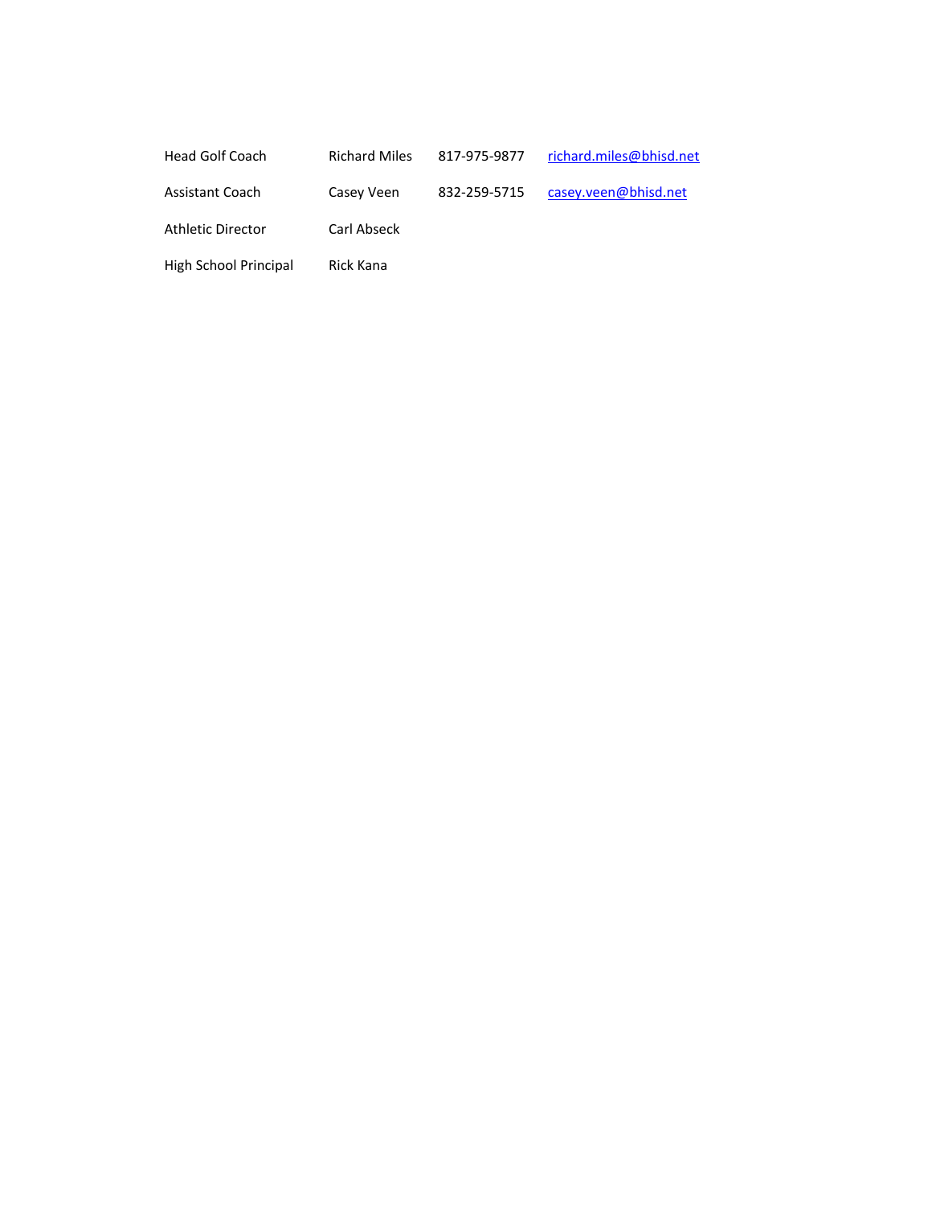| | | | |
|---|---|---|---|
| Head Golf Coach | Richard Miles | 817-975-9877 | richard.miles@bhisd.net |
| Assistant Coach | Casey Veen | 832-259-5715 | casey.veen@bhisd.net |
| Athletic Director | Carl Abseck | | |
| High School Principal | Rick Kana | | |